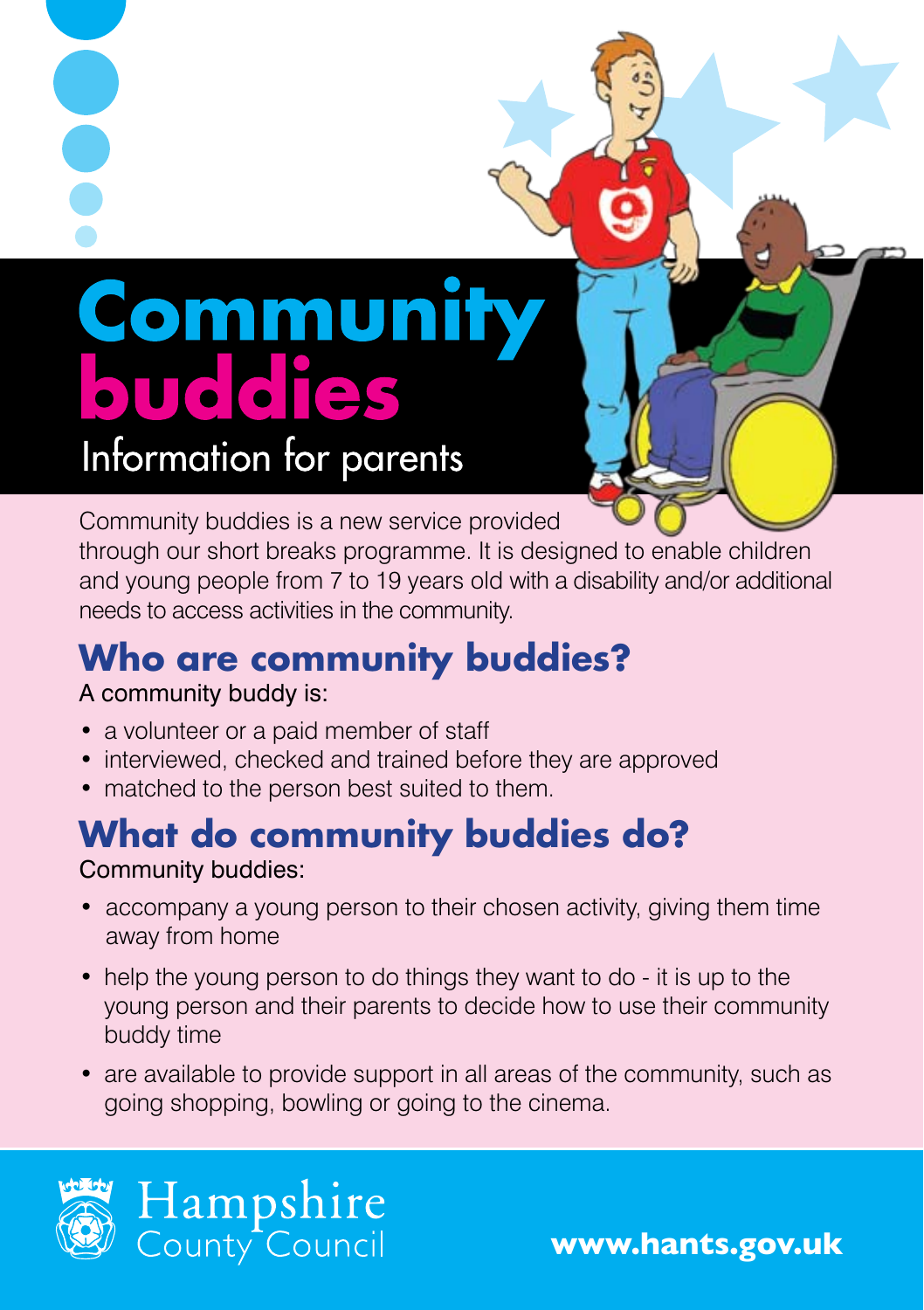# Community buddies

## Information for parents

Community buddies is a new service provided through our short breaks programme. It is designed to enable children and young people from 7 to 19 years old with a disability and/or additional needs to access activities in the community.

## Who are community buddies?

A community buddy is:

- a volunteer or a paid member of staff
- interviewed, checked and trained before they are approved
- matched to the person best suited to them.

## What do community buddies do?

Community buddies:

- accompany a young person to their chosen activity, giving them time away from home
- help the young person to do things they want to do - it is up to the young person and their parents to decide how to use their community buddy time
- are available to provide support in all areas of the community, such as going shopping, bowling or going to the cinema.

Hampshire County Council

www.hants.gov.uk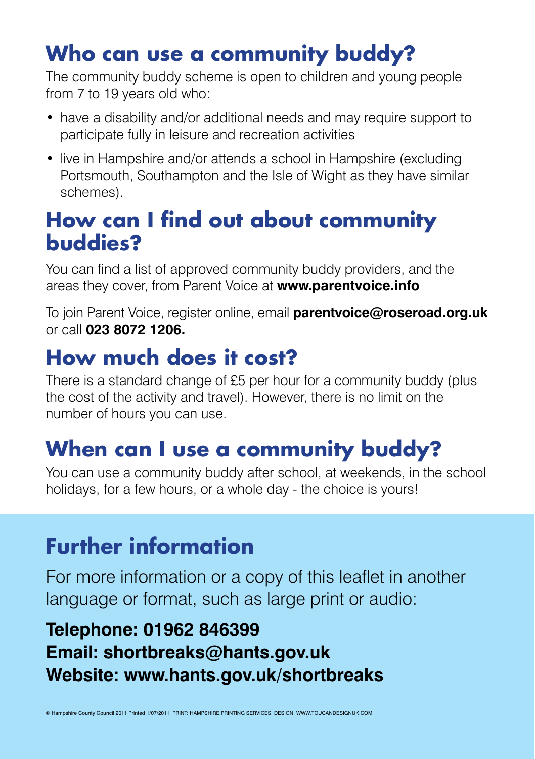## Who can use a community buddy?

The community buddy scheme is open to children and young people from 7 to 19 years old who:

- have a disability and/or additional needs and may require support to participate fully in leisure and recreation activities
- live in Hampshire and/or attends a school in Hampshire (excluding Portsmouth, Southampton and the Isle of Wight as they have similar schemes).

## How can I find out about community buddies?

You can find a list of approved community buddy providers, and the areas they cover, from Parent Voice at **www.parentvoice.info**

To join Parent Voice, register online, email **parentvoice@roseroad.org.uk** or call **023 8072 1206.**

## How much does it cost?

There is a standard change of £5 per hour for a community buddy (plus the cost of the activity and travel). However, there is no limit on the number of hours you can use.

## When can I use a community buddy?

You can use a community buddy after school, at weekends, in the school holidays, for a few hours, or a whole day - the choice is yours!

## Further information

For more information or a copy of this leaflet in another language or format, such as large print or audio:

**Telephone: 01962 846399**
**Email: shortbreaks@hants.gov.uk**
**Website: www.hants.gov.uk/shortbreaks**

© Hampshire County Council 2011 Printed 1/07/2011 PRINT: HAMPSHIRE PRINTING SERVICES DESIGN: WWW.TOUCANDESIGNUK.COM